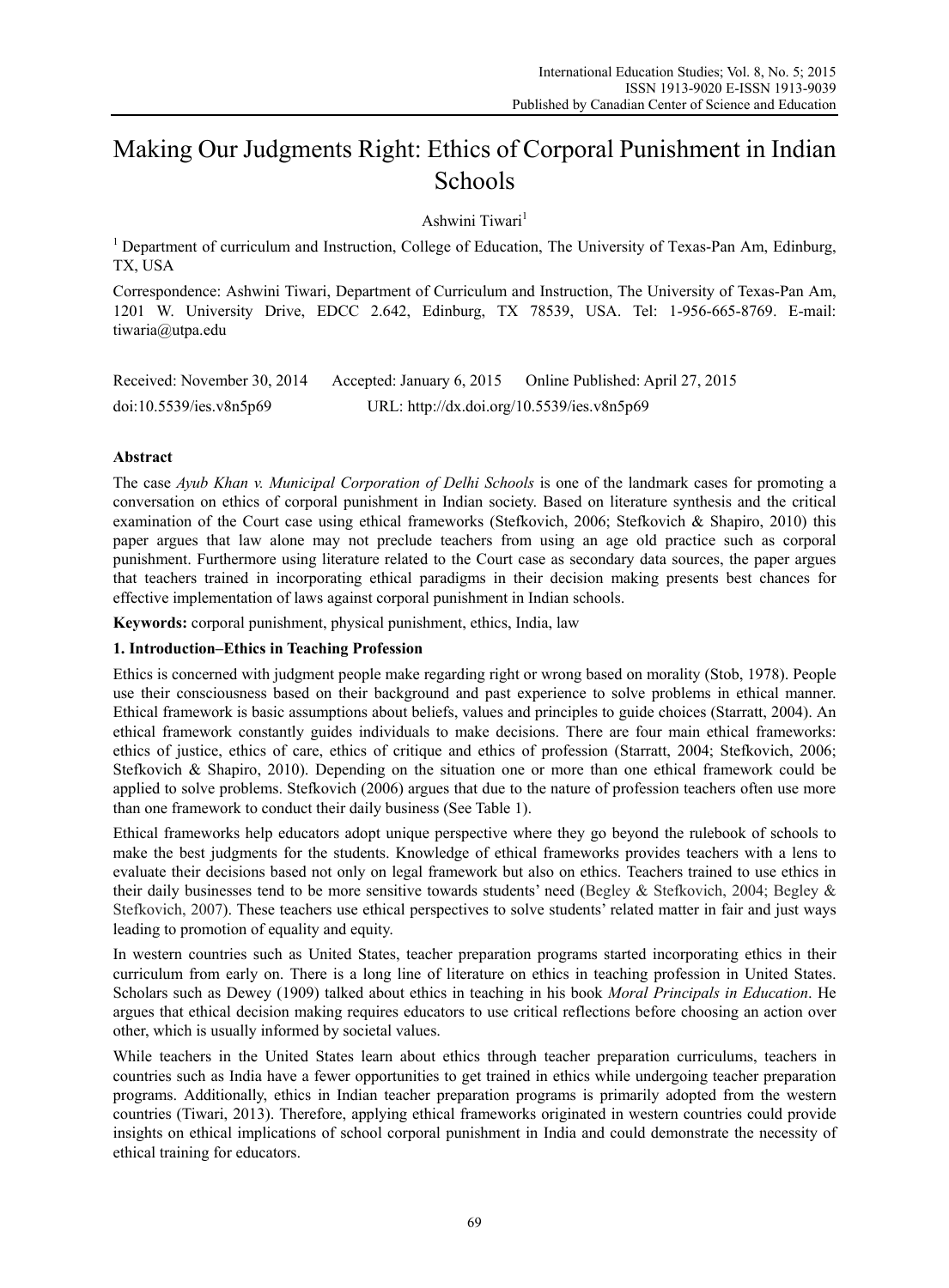# Making Our Judgments Right: Ethics of Corporal Punishment in Indian Schools

Ashwini Tiwari[1]

[1] Department of curriculum and Instruction, College of Education, The University of Texas-Pan Am, Edinburg, TX, USA

Correspondence: Ashwini Tiwari, Department of Curriculum and Instruction, The University of Texas-Pan Am, 1201 W. University Drive, EDCC 2.642, Edinburg, TX 78539, USA. Tel: 1-956-665-8769. E-mail: tiwaria@utpa.edu

Received: November 30, 2014 Accepted: January 6, 2015 Online Published: April 27, 2015

doi:10.5539/ies.v8n5p69 URL: http://dx.doi.org/10.5539/ies.v8n5p69

## Abstract

The case *Ayub Khan v. Municipal Corporation of Delhi Schools* is one of the landmark cases for promoting a conversation on ethics of corporal punishment in Indian society. Based on literature synthesis and the critical examination of the Court case using ethical frameworks (Stefkovich, 2006; Stefkovich & Shapiro, 2010) this paper argues that law alone may not preclude teachers from using an age old practice such as corporal punishment. Furthermore using literature related to the Court case as secondary data sources, the paper argues that teachers trained in incorporating ethical paradigms in their decision making presents best chances for effective implementation of laws against corporal punishment in Indian schools.

**Keywords:** corporal punishment, physical punishment, ethics, India, law

## 1. Introduction–Ethics in Teaching Profession

Ethics is concerned with judgment people make regarding right or wrong based on morality (Stob, 1978). People use their consciousness based on their background and past experience to solve problems in ethical manner. Ethical framework is basic assumptions about beliefs, values and principles to guide choices (Starratt, 2004). An ethical framework constantly guides individuals to make decisions. There are four main ethical frameworks: ethics of justice, ethics of care, ethics of critique and ethics of profession (Starratt, 2004; Stefkovich, 2006; Stefkovich & Shapiro, 2010). Depending on the situation one or more than one ethical framework could be applied to solve problems. Stefkovich (2006) argues that due to the nature of profession teachers often use more than one framework to conduct their daily business (See Table 1).

Ethical frameworks help educators adopt unique perspective where they go beyond the rulebook of schools to make the best judgments for the students. Knowledge of ethical frameworks provides teachers with a lens to evaluate their decisions based not only on legal framework but also on ethics. Teachers trained to use ethics in their daily businesses tend to be more sensitive towards students' need (Begley & Stefkovich, 2004; Begley & Stefkovich, 2007). These teachers use ethical perspectives to solve students' related matter in fair and just ways leading to promotion of equality and equity.

In western countries such as United States, teacher preparation programs started incorporating ethics in their curriculum from early on. There is a long line of literature on ethics in teaching profession in United States. Scholars such as Dewey (1909) talked about ethics in teaching in his book *Moral Principals in Education*. He argues that ethical decision making requires educators to use critical reflections before choosing an action over other, which is usually informed by societal values.

While teachers in the United States learn about ethics through teacher preparation curriculums, teachers in countries such as India have a fewer opportunities to get trained in ethics while undergoing teacher preparation programs. Additionally, ethics in Indian teacher preparation programs is primarily adopted from the western countries (Tiwari, 2013). Therefore, applying ethical frameworks originated in western countries could provide insights on ethical implications of school corporal punishment in India and could demonstrate the necessity of ethical training for educators.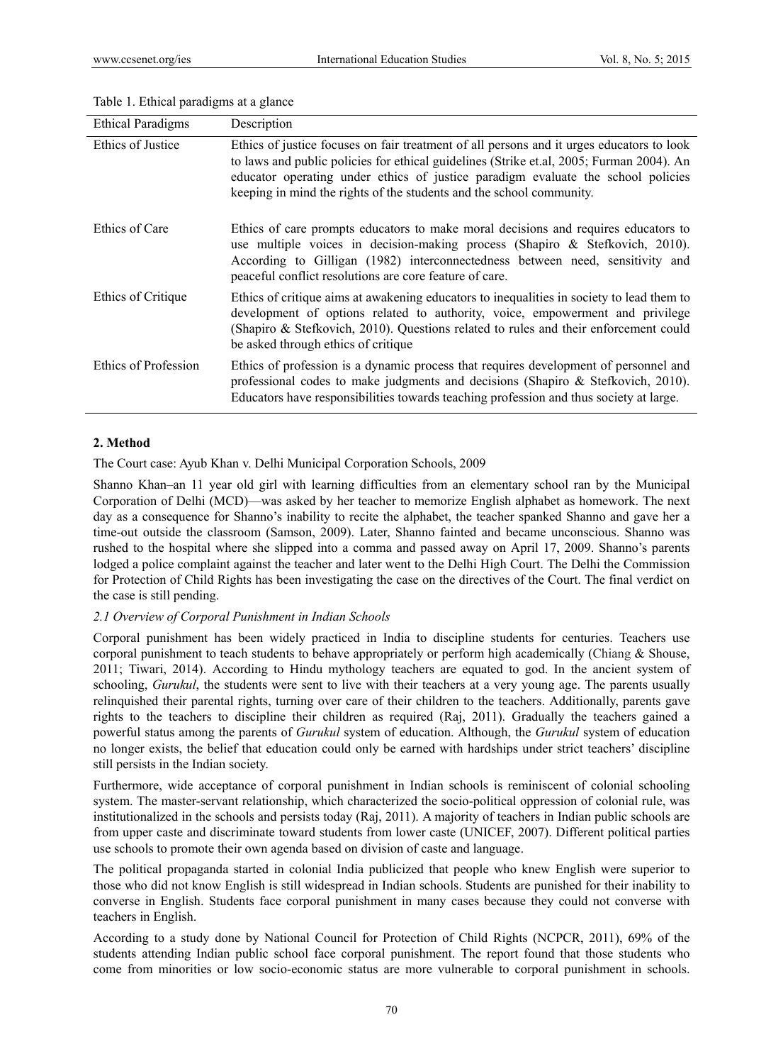Table 1. Ethical paradigms at a glance

| Ethical Paradigms | Description |
|---|---|
| Ethics of Justice | Ethics of justice focuses on fair treatment of all persons and it urges educators to look to laws and public policies for ethical guidelines (Strike et.al, 2005; Furman 2004). An educator operating under ethics of justice paradigm evaluate the school policies keeping in mind the rights of the students and the school community. |
| Ethics of Care | Ethics of care prompts educators to make moral decisions and requires educators to use multiple voices in decision-making process (Shapiro & Stefkovich, 2010). According to Gilligan (1982) interconnectedness between need, sensitivity and peaceful conflict resolutions are core feature of care. |
| Ethics of Critique | Ethics of critique aims at awakening educators to inequalities in society to lead them to development of options related to authority, voice, empowerment and privilege (Shapiro & Stefkovich, 2010). Questions related to rules and their enforcement could be asked through ethics of critique |
| Ethics of Profession | Ethics of profession is a dynamic process that requires development of personnel and professional codes to make judgments and decisions (Shapiro & Stefkovich, 2010). Educators have responsibilities towards teaching profession and thus society at large. |

## 2. Method

The Court case: Ayub Khan v. Delhi Municipal Corporation Schools, 2009

Shanno Khan–an 11 year old girl with learning difficulties from an elementary school ran by the Municipal Corporation of Delhi (MCD)—was asked by her teacher to memorize English alphabet as homework. The next day as a consequence for Shanno's inability to recite the alphabet, the teacher spanked Shanno and gave her a time-out outside the classroom (Samson, 2009). Later, Shanno fainted and became unconscious. Shanno was rushed to the hospital where she slipped into a comma and passed away on April 17, 2009. Shanno's parents lodged a police complaint against the teacher and later went to the Delhi High Court. The Delhi the Commission for Protection of Child Rights has been investigating the case on the directives of the Court. The final verdict on the case is still pending.

### *2.1 Overview of Corporal Punishment in Indian Schools*

Corporal punishment has been widely practiced in India to discipline students for centuries. Teachers use corporal punishment to teach students to behave appropriately or perform high academically (Chiang & Shouse, 2011; Tiwari, 2014). According to Hindu mythology teachers are equated to god. In the ancient system of schooling, *Gurukul*, the students were sent to live with their teachers at a very young age. The parents usually relinquished their parental rights, turning over care of their children to the teachers. Additionally, parents gave rights to the teachers to discipline their children as required (Raj, 2011). Gradually the teachers gained a powerful status among the parents of *Gurukul* system of education. Although, the *Gurukul* system of education no longer exists, the belief that education could only be earned with hardships under strict teachers' discipline still persists in the Indian society.

Furthermore, wide acceptance of corporal punishment in Indian schools is reminiscent of colonial schooling system. The master-servant relationship, which characterized the socio-political oppression of colonial rule, was institutionalized in the schools and persists today (Raj, 2011). A majority of teachers in Indian public schools are from upper caste and discriminate toward students from lower caste (UNICEF, 2007). Different political parties use schools to promote their own agenda based on division of caste and language.

The political propaganda started in colonial India publicized that people who knew English were superior to those who did not know English is still widespread in Indian schools. Students are punished for their inability to converse in English. Students face corporal punishment in many cases because they could not converse with teachers in English.

According to a study done by National Council for Protection of Child Rights (NCPCR, 2011), 69% of the students attending Indian public school face corporal punishment. The report found that those students who come from minorities or low socio-economic status are more vulnerable to corporal punishment in schools.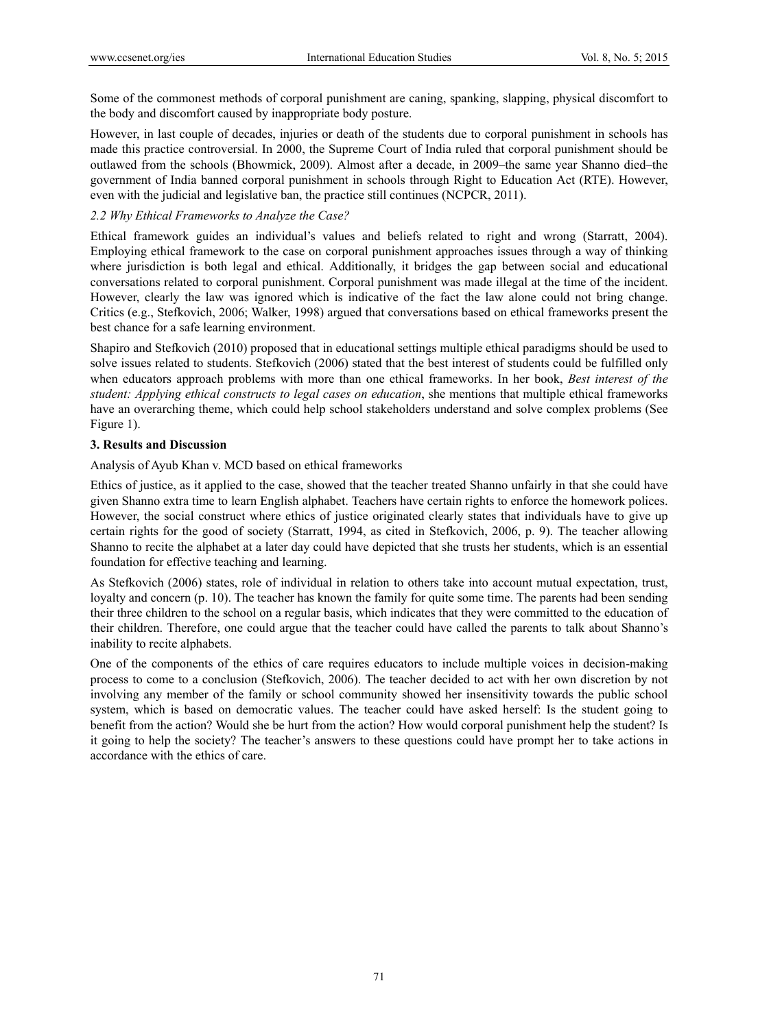Some of the commonest methods of corporal punishment are caning, spanking, slapping, physical discomfort to the body and discomfort caused by inappropriate body posture.

However, in last couple of decades, injuries or death of the students due to corporal punishment in schools has made this practice controversial. In 2000, the Supreme Court of India ruled that corporal punishment should be outlawed from the schools (Bhowmick, 2009). Almost after a decade, in 2009–the same year Shanno died–the government of India banned corporal punishment in schools through Right to Education Act (RTE). However, even with the judicial and legislative ban, the practice still continues (NCPCR, 2011).

### *2.2 Why Ethical Frameworks to Analyze the Case?*

Ethical framework guides an individual's values and beliefs related to right and wrong (Starratt, 2004). Employing ethical framework to the case on corporal punishment approaches issues through a way of thinking where jurisdiction is both legal and ethical. Additionally, it bridges the gap between social and educational conversations related to corporal punishment. Corporal punishment was made illegal at the time of the incident. However, clearly the law was ignored which is indicative of the fact the law alone could not bring change. Critics (e.g., Stefkovich, 2006; Walker, 1998) argued that conversations based on ethical frameworks present the best chance for a safe learning environment.

Shapiro and Stefkovich (2010) proposed that in educational settings multiple ethical paradigms should be used to solve issues related to students. Stefkovich (2006) stated that the best interest of students could be fulfilled only when educators approach problems with more than one ethical frameworks. In her book, *Best interest of the student: Applying ethical constructs to legal cases on education*, she mentions that multiple ethical frameworks have an overarching theme, which could help school stakeholders understand and solve complex problems (See Figure 1).

## 3. Results and Discussion

Analysis of Ayub Khan v. MCD based on ethical frameworks

Ethics of justice, as it applied to the case, showed that the teacher treated Shanno unfairly in that she could have given Shanno extra time to learn English alphabet. Teachers have certain rights to enforce the homework polices. However, the social construct where ethics of justice originated clearly states that individuals have to give up certain rights for the good of society (Starratt, 1994, as cited in Stefkovich, 2006, p. 9). The teacher allowing Shanno to recite the alphabet at a later day could have depicted that she trusts her students, which is an essential foundation for effective teaching and learning.

As Stefkovich (2006) states, role of individual in relation to others take into account mutual expectation, trust, loyalty and concern (p. 10). The teacher has known the family for quite some time. The parents had been sending their three children to the school on a regular basis, which indicates that they were committed to the education of their children. Therefore, one could argue that the teacher could have called the parents to talk about Shanno's inability to recite alphabets.

One of the components of the ethics of care requires educators to include multiple voices in decision-making process to come to a conclusion (Stefkovich, 2006). The teacher decided to act with her own discretion by not involving any member of the family or school community showed her insensitivity towards the public school system, which is based on democratic values. The teacher could have asked herself: Is the student going to benefit from the action? Would she be hurt from the action? How would corporal punishment help the student? Is it going to help the society? The teacher's answers to these questions could have prompt her to take actions in accordance with the ethics of care.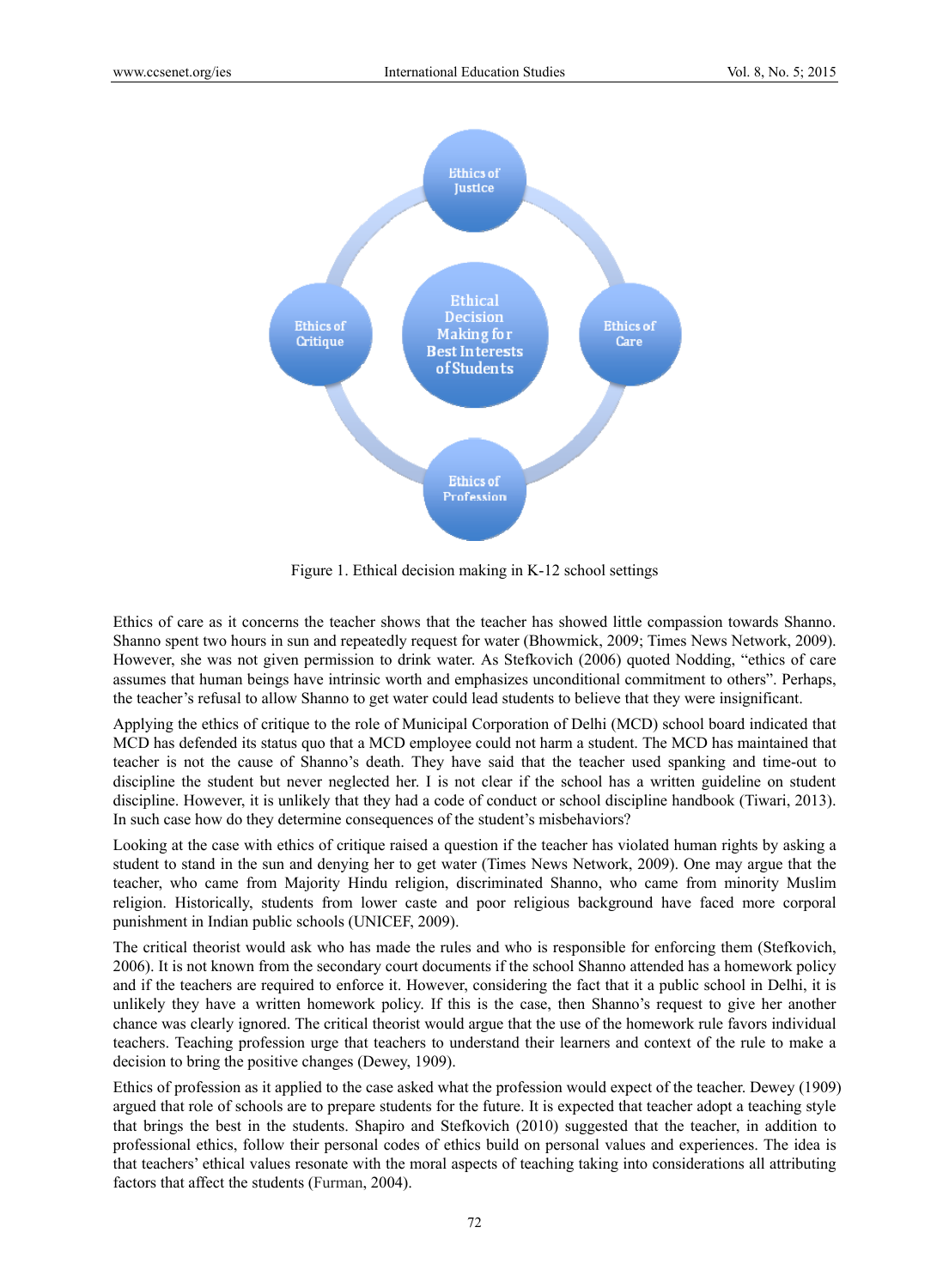Ethics of Justice

Ethics of Critique

Ethical Decision Making for Best Interests of Students

Ethics of Care

Ethics of Profession

Figure 1. Ethical decision making in K-12 school settings

Ethics of care as it concerns the teacher shows that the teacher has showed little compassion towards Shanno. Shanno spent two hours in sun and repeatedly request for water (Bhowmick, 2009; Times News Network, 2009). However, she was not given permission to drink water. As Stefkovich (2006) quoted Nodding, "ethics of care assumes that human beings have intrinsic worth and emphasizes unconditional commitment to others". Perhaps, the teacher's refusal to allow Shanno to get water could lead students to believe that they were insignificant.

Applying the ethics of critique to the role of Municipal Corporation of Delhi (MCD) school board indicated that MCD has defended its status quo that a MCD employee could not harm a student. The MCD has maintained that teacher is not the cause of Shanno's death. They have said that the teacher used spanking and time-out to discipline the student but never neglected her. I is not clear if the school has a written guideline on student discipline. However, it is unlikely that they had a code of conduct or school discipline handbook (Tiwari, 2013). In such case how do they determine consequences of the student's misbehaviors?

Looking at the case with ethics of critique raised a question if the teacher has violated human rights by asking a student to stand in the sun and denying her to get water (Times News Network, 2009). One may argue that the teacher, who came from Majority Hindu religion, discriminated Shanno, who came from minority Muslim religion. Historically, students from lower caste and poor religious background have faced more corporal punishment in Indian public schools (UNICEF, 2009).

The critical theorist would ask who has made the rules and who is responsible for enforcing them (Stefkovich, 2006). It is not known from the secondary court documents if the school Shanno attended has a homework policy and if the teachers are required to enforce it. However, considering the fact that it a public school in Delhi, it is unlikely they have a written homework policy. If this is the case, then Shanno's request to give her another chance was clearly ignored. The critical theorist would argue that the use of the homework rule favors individual teachers. Teaching profession urge that teachers to understand their learners and context of the rule to make a decision to bring the positive changes (Dewey, 1909).

Ethics of profession as it applied to the case asked what the profession would expect of the teacher. Dewey (1909) argued that role of schools are to prepare students for the future. It is expected that teacher adopt a teaching style that brings the best in the students. Shapiro and Stefkovich (2010) suggested that the teacher, in addition to professional ethics, follow their personal codes of ethics build on personal values and experiences. The idea is that teachers' ethical values resonate with the moral aspects of teaching taking into considerations all attributing factors that affect the students (Furman, 2004).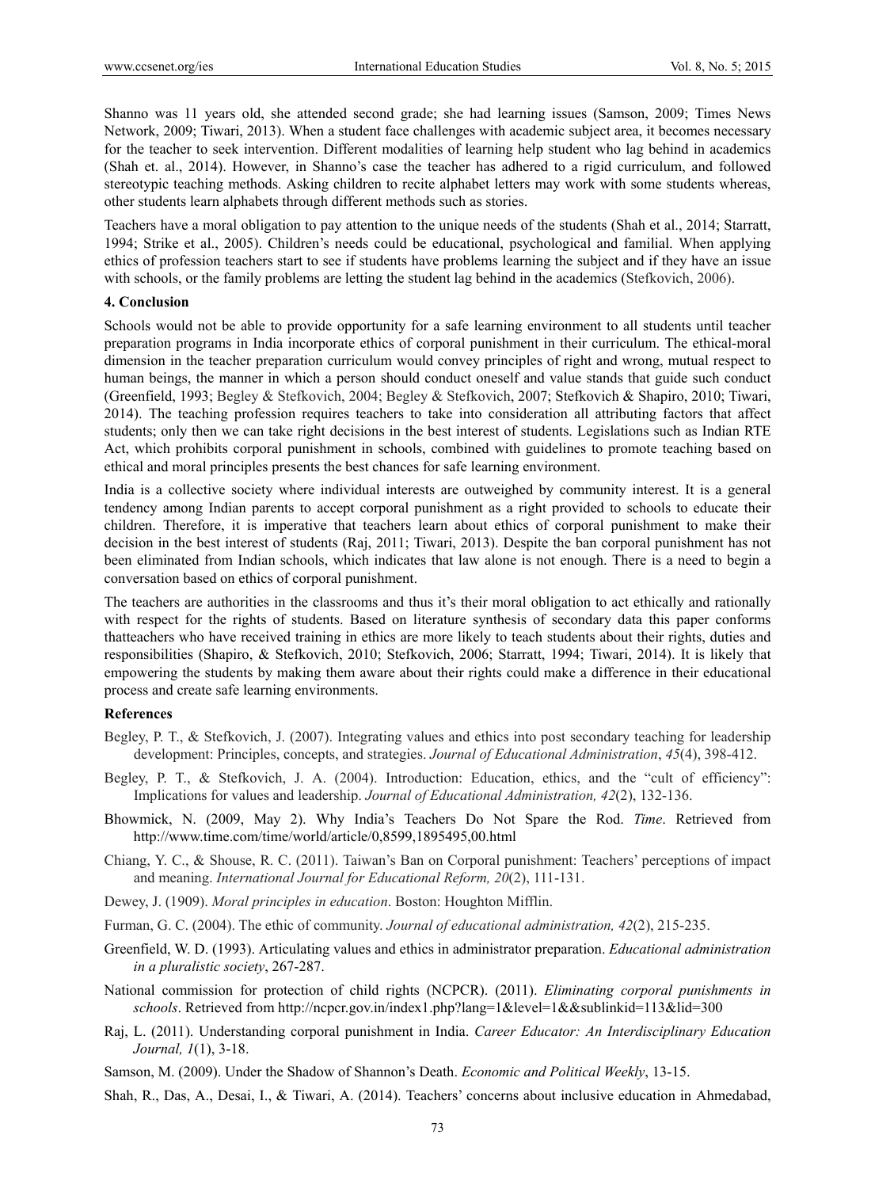Shanno was 11 years old, she attended second grade; she had learning issues (Samson, 2009; Times News Network, 2009; Tiwari, 2013). When a student face challenges with academic subject area, it becomes necessary for the teacher to seek intervention. Different modalities of learning help student who lag behind in academics (Shah et. al., 2014). However, in Shanno's case the teacher has adhered to a rigid curriculum, and followed stereotypic teaching methods. Asking children to recite alphabet letters may work with some students whereas, other students learn alphabets through different methods such as stories.

Teachers have a moral obligation to pay attention to the unique needs of the students (Shah et al., 2014; Starratt, 1994; Strike et al., 2005). Children's needs could be educational, psychological and familial. When applying ethics of profession teachers start to see if students have problems learning the subject and if they have an issue with schools, or the family problems are letting the student lag behind in the academics (Stefkovich, 2006).

## 4. Conclusion

Schools would not be able to provide opportunity for a safe learning environment to all students until teacher preparation programs in India incorporate ethics of corporal punishment in their curriculum. The ethical-moral dimension in the teacher preparation curriculum would convey principles of right and wrong, mutual respect to human beings, the manner in which a person should conduct oneself and value stands that guide such conduct (Greenfield, 1993; Begley & Stefkovich, 2004; Begley & Stefkovich, 2007; Stefkovich & Shapiro, 2010; Tiwari, 2014). The teaching profession requires teachers to take into consideration all attributing factors that affect students; only then we can take right decisions in the best interest of students. Legislations such as Indian RTE Act, which prohibits corporal punishment in schools, combined with guidelines to promote teaching based on ethical and moral principles presents the best chances for safe learning environment.

India is a collective society where individual interests are outweighed by community interest. It is a general tendency among Indian parents to accept corporal punishment as a right provided to schools to educate their children. Therefore, it is imperative that teachers learn about ethics of corporal punishment to make their decision in the best interest of students (Raj, 2011; Tiwari, 2013). Despite the ban corporal punishment has not been eliminated from Indian schools, which indicates that law alone is not enough. There is a need to begin a conversation based on ethics of corporal punishment.

The teachers are authorities in the classrooms and thus it's their moral obligation to act ethically and rationally with respect for the rights of students. Based on literature synthesis of secondary data this paper conforms thatteachers who have received training in ethics are more likely to teach students about their rights, duties and responsibilities (Shapiro, & Stefkovich, 2010; Stefkovich, 2006; Starratt, 1994; Tiwari, 2014). It is likely that empowering the students by making them aware about their rights could make a difference in their educational process and create safe learning environments.

## References

Begley, P. T., & Stefkovich, J. (2007). Integrating values and ethics into post secondary teaching for leadership development: Principles, concepts, and strategies. *Journal of Educational Administration*, *45*(4), 398-412.

Begley, P. T., & Stefkovich, J. A. (2004). Introduction: Education, ethics, and the "cult of efficiency": Implications for values and leadership. *Journal of Educational Administration, 42*(2), 132-136.

Bhowmick, N. (2009, May 2). Why India's Teachers Do Not Spare the Rod. *Time*. Retrieved from http://www.time.com/time/world/article/0,8599,1895495,00.html

Chiang, Y. C., & Shouse, R. C. (2011). Taiwan's Ban on Corporal punishment: Teachers' perceptions of impact and meaning. *International Journal for Educational Reform, 20*(2), 111-131.

Dewey, J. (1909). *Moral principles in education*. Boston: Houghton Mifflin.

Furman, G. C. (2004). The ethic of community. *Journal of educational administration, 42*(2), 215-235.

Greenfield, W. D. (1993). Articulating values and ethics in administrator preparation. *Educational administration in a pluralistic society*, 267-287.

National commission for protection of child rights (NCPCR). (2011). *Eliminating corporal punishments in schools*. Retrieved from http://ncpcr.gov.in/index1.php?lang=1&level=1&&sublinkid=113&lid=300

Raj, L. (2011). Understanding corporal punishment in India. *Career Educator: An Interdisciplinary Education Journal, 1*(1), 3-18.

Samson, M. (2009). Under the Shadow of Shannon's Death. *Economic and Political Weekly*, 13-15.

Shah, R., Das, A., Desai, I., & Tiwari, A. (2014). Teachers' concerns about inclusive education in Ahmedabad,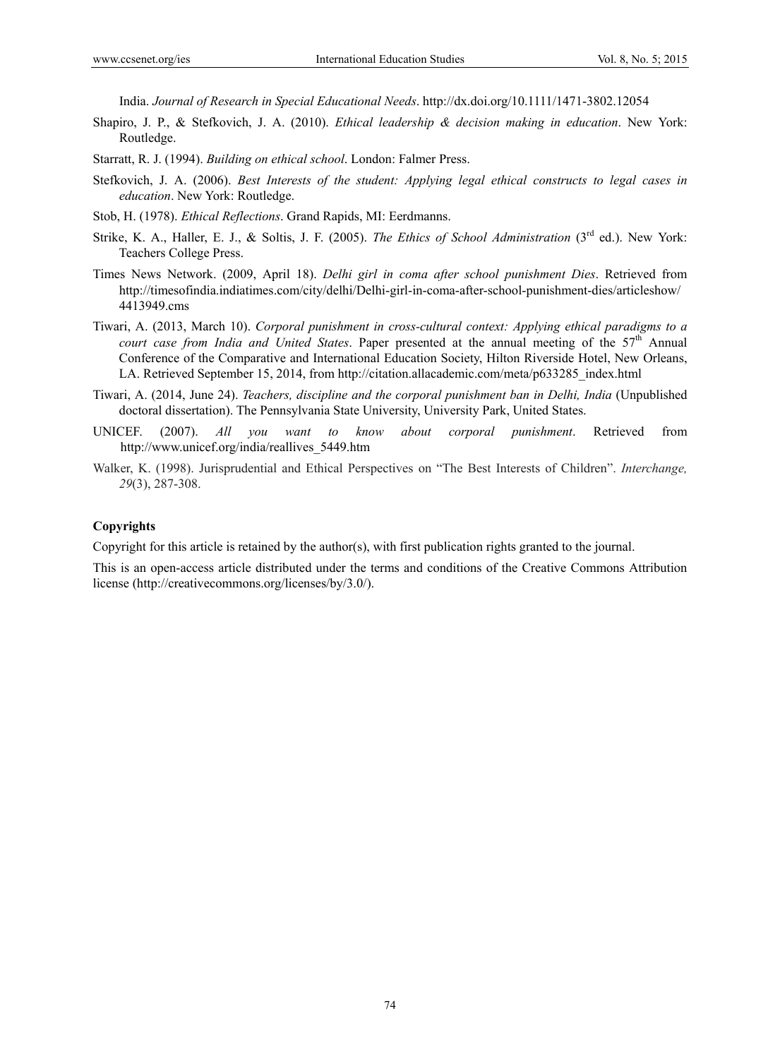India. *Journal of Research in Special Educational Needs*. http://dx.doi.org/10.1111/1471-3802.12054

Shapiro, J. P., & Stefkovich, J. A. (2010). *Ethical leadership & decision making in education*. New York: Routledge.

Starratt, R. J. (1994). *Building on ethical school*. London: Falmer Press.

Stefkovich, J. A. (2006). *Best Interests of the student: Applying legal ethical constructs to legal cases in education*. New York: Routledge.

Stob, H. (1978). *Ethical Reflections*. Grand Rapids, MI: Eerdmanns.

Strike, K. A., Haller, E. J., & Soltis, J. F. (2005). *The Ethics of School Administration* (3rd ed.). New York: Teachers College Press.

Times News Network. (2009, April 18). *Delhi girl in coma after school punishment Dies*. Retrieved from http://timesofindia.indiatimes.com/city/delhi/Delhi-girl-in-coma-after-school-punishment-dies/articleshow/4413949.cms

Tiwari, A. (2013, March 10). *Corporal punishment in cross-cultural context: Applying ethical paradigms to a court case from India and United States*. Paper presented at the annual meeting of the 57th Annual Conference of the Comparative and International Education Society, Hilton Riverside Hotel, New Orleans, LA. Retrieved September 15, 2014, from http://citation.allacademic.com/meta/p633285_index.html

Tiwari, A. (2014, June 24). *Teachers, discipline and the corporal punishment ban in Delhi, India* (Unpublished doctoral dissertation). The Pennsylvania State University, University Park, United States.

UNICEF. (2007). *All you want to know about corporal punishment*. Retrieved from http://www.unicef.org/india/reallives_5449.htm

Walker, K. (1998). Jurisprudential and Ethical Perspectives on "The Best Interests of Children". *Interchange, 29*(3), 287-308.

## Copyrights

Copyright for this article is retained by the author(s), with first publication rights granted to the journal.

This is an open-access article distributed under the terms and conditions of the Creative Commons Attribution license (http://creativecommons.org/licenses/by/3.0/).